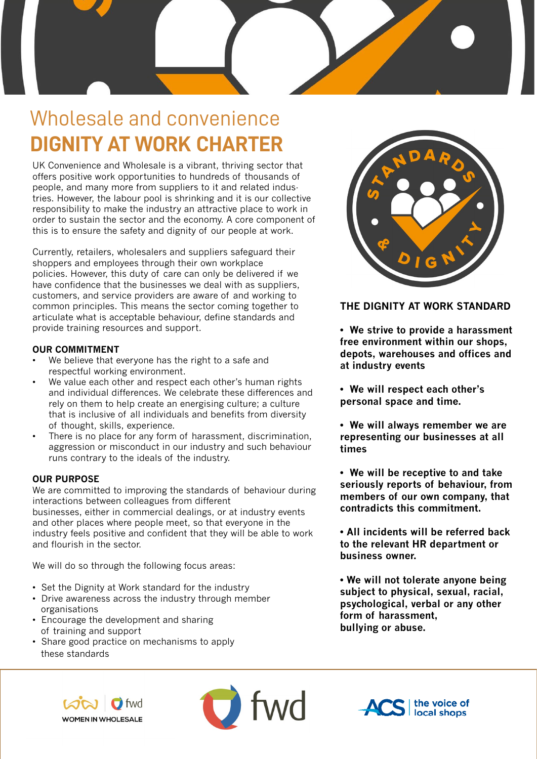# Wholesale and convenience
# DIGNITY AT WORK CHARTER

UK Convenience and Wholesale is a vibrant, thriving sector that offers positive work opportunities to hundreds of thousands of people, and many more from suppliers to it and related industries. However, the labour pool is shrinking and it is our collective responsibility to make the industry an attractive place to work in order to sustain the sector and the economy. A core component of this is to ensure the safety and dignity of our people at work.

Currently, retailers, wholesalers and suppliers safeguard their shoppers and employees through their own workplace policies. However, this duty of care can only be delivered if we have confidence that the businesses we deal with as suppliers, customers, and service providers are aware of and working to common principles. This means the sector coming together to articulate what is acceptable behaviour, define standards and provide training resources and support.

### OUR COMMITMENT

- We believe that everyone has the right to a safe and respectful working environment.
- We value each other and respect each other's human rights and individual differences. We celebrate these differences and rely on them to help create an energising culture; a culture that is inclusive of all individuals and benefits from diversity of thought, skills, experience.
- There is no place for any form of harassment, discrimination, aggression or misconduct in our industry and such behaviour runs contrary to the ideals of the industry.

### OUR PURPOSE

We are committed to improving the standards of behaviour during interactions between colleagues from different businesses, either in commercial dealings, or at industry events and other places where people meet, so that everyone in the industry feels positive and confident that they will be able to work and flourish in the sector.

We will do so through the following focus areas:

- Set the Dignity at Work standard for the industry
- Drive awareness across the industry through member organisations
- Encourage the development and sharing of training and support
- Share good practice on mechanisms to apply these standards

STANDARDS & DIGNITY

### THE DIGNITY AT WORK STANDARD

- **We strive to provide a harassment free environment within our shops, depots, warehouses and offices and at industry events**
- **We will respect each other's personal space and time.**
- **We will always remember we are representing our businesses at all times**
- **We will be receptive to and take seriously reports of behaviour, from members of our own company, that contradicts this commitment.**
- **All incidents will be referred back to the relevant HR department or business owner.**
- **We will not tolerate anyone being subject to physical, sexual, racial, psychological, verbal or any other form of harassment, bullying or abuse.**

WOMEN IN WHOLESALE | fwd

fwd

ACS | the voice of local shops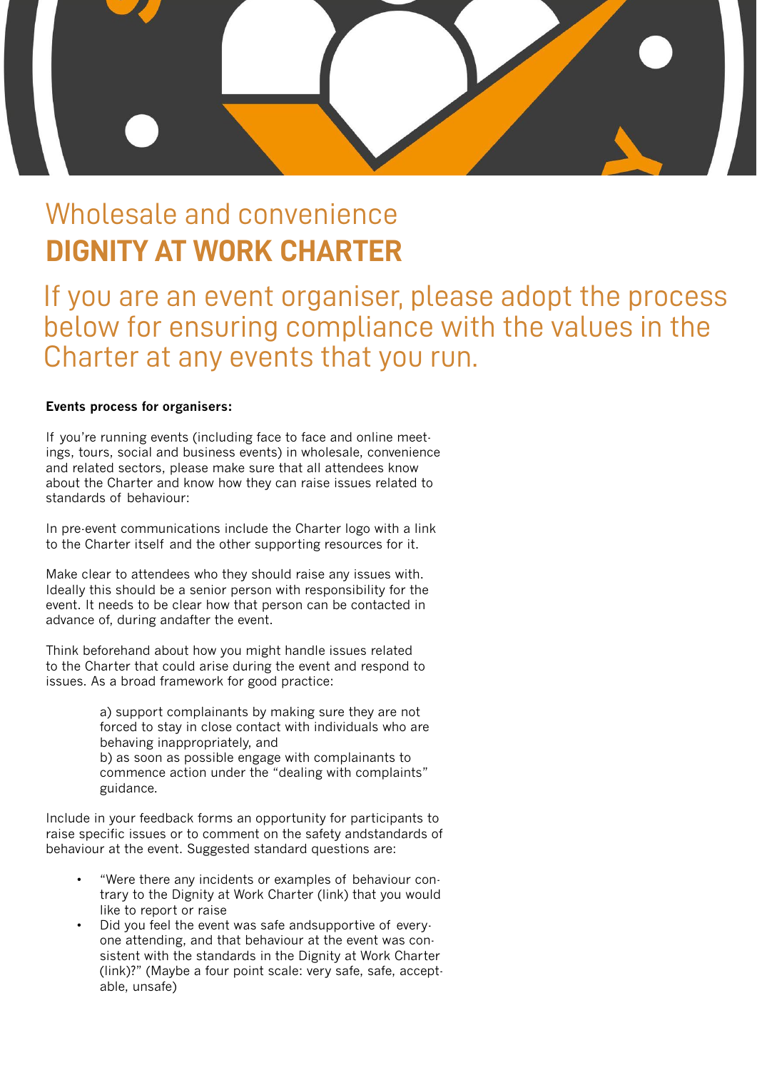# Wholesale and convenience
# DIGNITY AT WORK CHARTER

## If you are an event organiser, please adopt the process below for ensuring compliance with the values in the Charter at any events that you run.

**Events process for organisers:**

If you're running events (including face to face and online meetings, tours, social and business events) in wholesale, convenience and related sectors, please make sure that all attendees know about the Charter and know how they can raise issues related to standards of behaviour:

In pre-event communications include the Charter logo with a link to the Charter itself and the other supporting resources for it.

Make clear to attendees who they should raise any issues with. Ideally this should be a senior person with responsibility for the event. It needs to be clear how that person can be contacted in advance of, during andafter the event.

Think beforehand about how you might handle issues related to the Charter that could arise during the event and respond to issues. As a broad framework for good practice:

> a) support complainants by making sure they are not forced to stay in close contact with individuals who are behaving inappropriately, and
> b) as soon as possible engage with complainants to commence action under the "dealing with complaints" guidance.

Include in your feedback forms an opportunity for participants to raise specific issues or to comment on the safety andstandards of behaviour at the event. Suggested standard questions are:

- "Were there any incidents or examples of behaviour contrary to the Dignity at Work Charter (link) that you would like to report or raise
- Did you feel the event was safe andsupportive of everyone attending, and that behaviour at the event was consistent with the standards in the Dignity at Work Charter (link)?" (Maybe a four point scale: very safe, safe, acceptable, unsafe)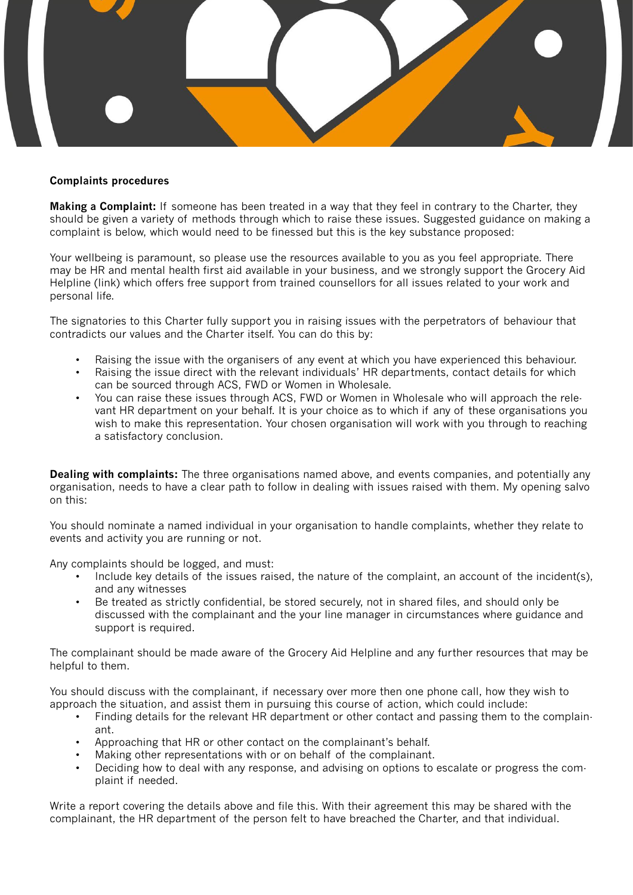**Complaints procedures**

**Making a Complaint:** If someone has been treated in a way that they feel in contrary to the Charter, they should be given a variety of methods through which to raise these issues. Suggested guidance on making a complaint is below, which would need to be finessed but this is the key substance proposed:

Your wellbeing is paramount, so please use the resources available to you as you feel appropriate. There may be HR and mental health first aid available in your business, and we strongly support the Grocery Aid Helpline (link) which offers free support from trained counsellors for all issues related to your work and personal life.

The signatories to this Charter fully support you in raising issues with the perpetrators of behaviour that contradicts our values and the Charter itself. You can do this by:

- Raising the issue with the organisers of any event at which you have experienced this behaviour.
- Raising the issue direct with the relevant individuals' HR departments, contact details for which can be sourced through ACS, FWD or Women in Wholesale.
- You can raise these issues through ACS, FWD or Women in Wholesale who will approach the relevant HR department on your behalf. It is your choice as to which if any of these organisations you wish to make this representation. Your chosen organisation will work with you through to reaching a satisfactory conclusion.

**Dealing with complaints:** The three organisations named above, and events companies, and potentially any organisation, needs to have a clear path to follow in dealing with issues raised with them. My opening salvo on this:

You should nominate a named individual in your organisation to handle complaints, whether they relate to events and activity you are running or not.

Any complaints should be logged, and must:

- Include key details of the issues raised, the nature of the complaint, an account of the incident(s), and any witnesses
- Be treated as strictly confidential, be stored securely, not in shared files, and should only be discussed with the complainant and the your line manager in circumstances where guidance and support is required.

The complainant should be made aware of the Grocery Aid Helpline and any further resources that may be helpful to them.

You should discuss with the complainant, if necessary over more then one phone call, how they wish to approach the situation, and assist them in pursuing this course of action, which could include:

- Finding details for the relevant HR department or other contact and passing them to the complainant.
- Approaching that HR or other contact on the complainant's behalf.
- Making other representations with or on behalf of the complainant.
- Deciding how to deal with any response, and advising on options to escalate or progress the complaint if needed.

Write a report covering the details above and file this. With their agreement this may be shared with the complainant, the HR department of the person felt to have breached the Charter, and that individual.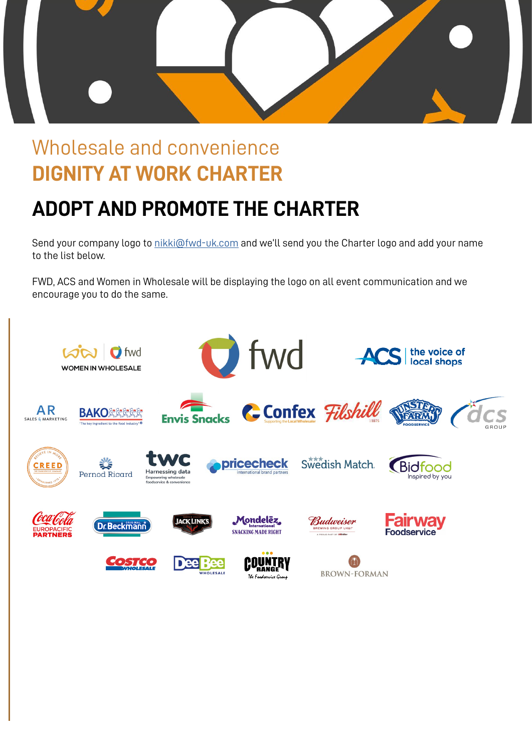## Wholesale and convenience

# DIGNITY AT WORK CHARTER

# ADOPT AND PROMOTE THE CHARTER

Send your company logo to nikki@fwd-uk.com and we'll send you the Charter logo and add your name to the list below.

FWD, ACS and Women in Wholesale will be displaying the logo on all event communication and we encourage you to do the same.